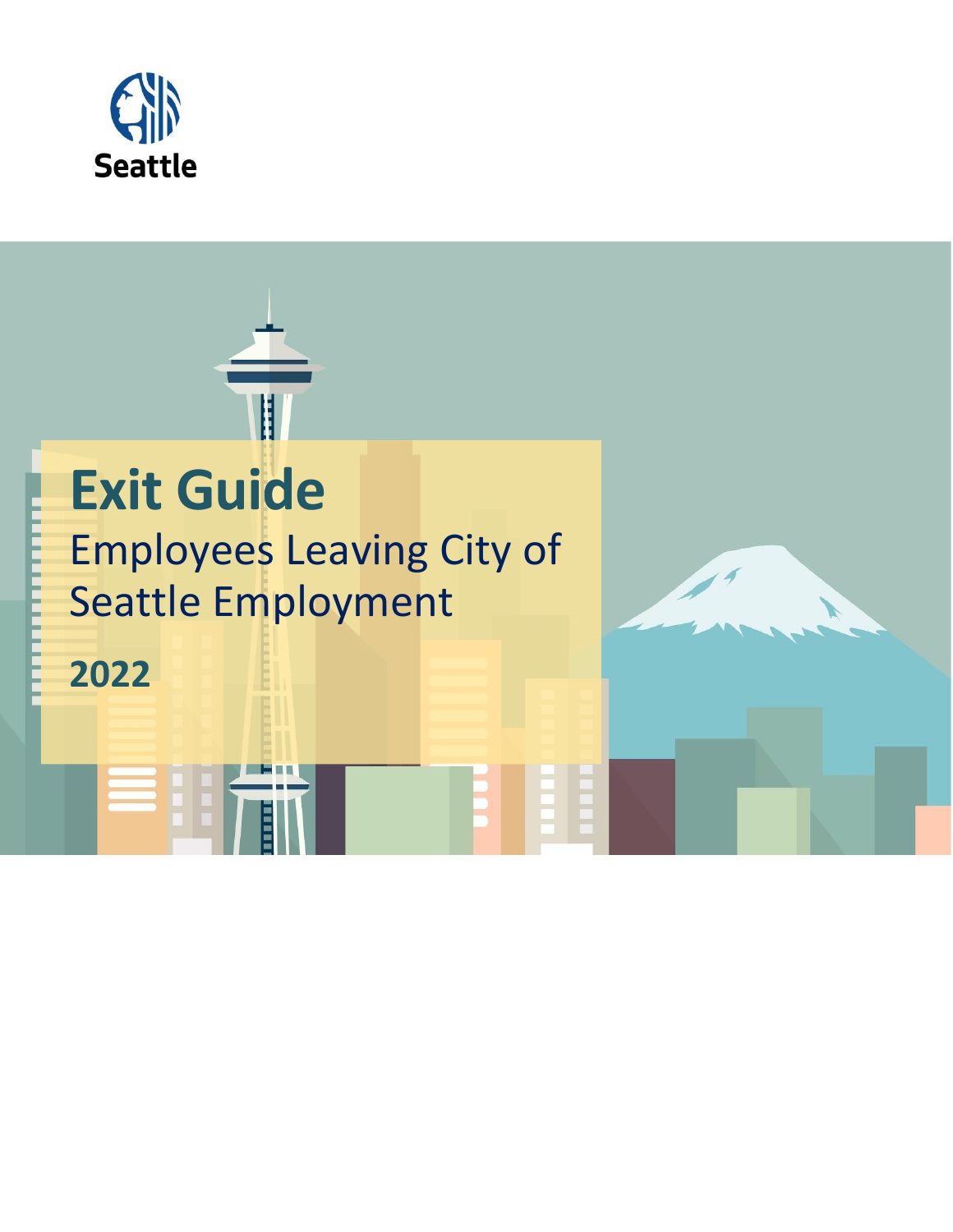Seattle

# Exit Guide

## Employees Leaving City of Seattle Employment

## 2022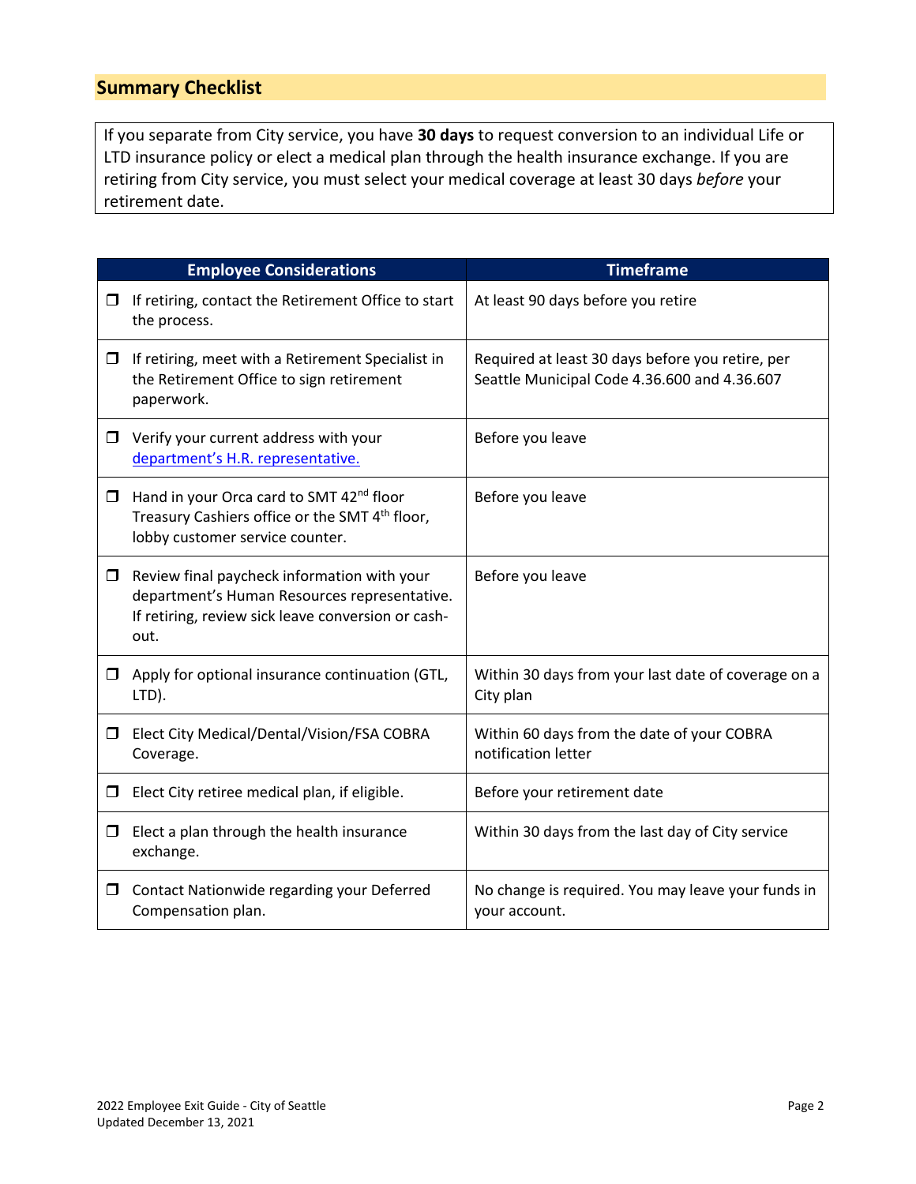## Summary Checklist

If you separate from City service, you have **30 days** to request conversion to an individual Life or LTD insurance policy or elect a medical plan through the health insurance exchange. If you are retiring from City service, you must select your medical coverage at least 30 days *before* your retirement date.

| Employee Considerations | Timeframe |
|---|---|
| ☐ If retiring, contact the Retirement Office to start the process. | At least 90 days before you retire |
| ☐ If retiring, meet with a Retirement Specialist in the Retirement Office to sign retirement paperwork. | Required at least 30 days before you retire, per Seattle Municipal Code 4.36.600 and 4.36.607 |
| ☐ Verify your current address with your [department's H.R. representative.](#) | Before you leave |
| ☐ Hand in your Orca card to SMT 42nd floor Treasury Cashiers office or the SMT 4th floor, lobby customer service counter. | Before you leave |
| ☐ Review final paycheck information with your department's Human Resources representative. If retiring, review sick leave conversion or cash-out. | Before you leave |
| ☐ Apply for optional insurance continuation (GTL, LTD). | Within 30 days from your last date of coverage on a City plan |
| ☐ Elect City Medical/Dental/Vision/FSA COBRA Coverage. | Within 60 days from the date of your COBRA notification letter |
| ☐ Elect City retiree medical plan, if eligible. | Before your retirement date |
| ☐ Elect a plan through the health insurance exchange. | Within 30 days from the last day of City service |
| ☐ Contact Nationwide regarding your Deferred Compensation plan. | No change is required. You may leave your funds in your account. |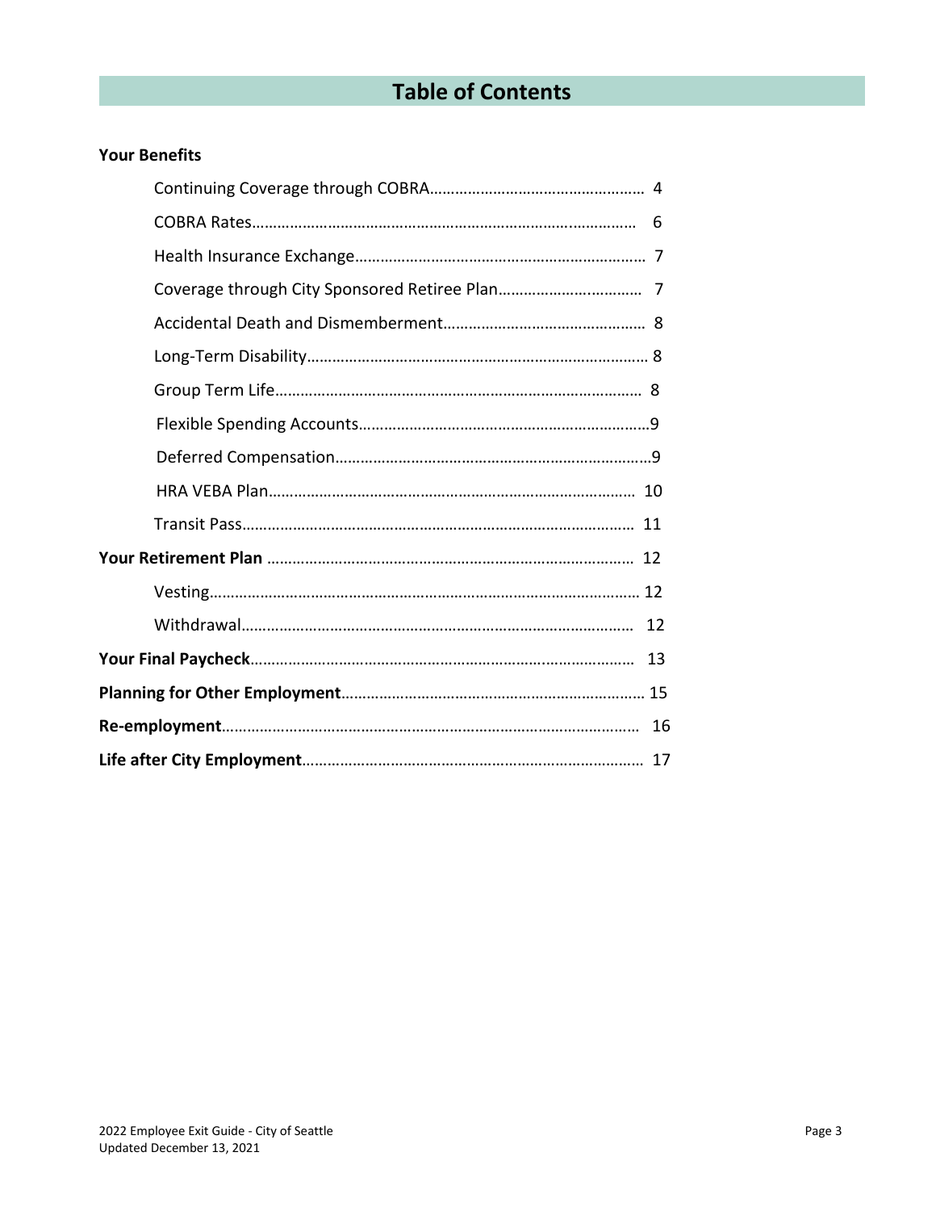# Table of Contents

**Your Benefits**

- Continuing Coverage through COBRA…………………………………………… 4
- COBRA Rates…………………………………………………………………………… 6
- Health Insurance Exchange…………………………………………………………… 7
- Coverage through City Sponsored Retiree Plan…………………………… 7
- Accidental Death and Dismemberment………………………………………… 8
- Long-Term Disability………………………………………………………………… 8
- Group Term Life……………………………………………………………………… 8
- Flexible Spending Accounts……………………………………………………………9
- Deferred Compensation…………………………………………………………………9
- HRA VEBA Plan……………………………………………………………………… 10
- Transit Pass…………………………………………………………………………… 11

**Your Retirement Plan** ……………………………………………………………… 12

- Vesting…………………………………………………………………………………… 12
- Withdrawal…………………………………………………………………………… 12

**Your Final Paycheck**…………………………………………………………………… 13

**Planning for Other Employment**……………………………………………………… 15

**Re-employment**……………………………………………………………………… 16

**Life after City Employment**………………………………………………………… 17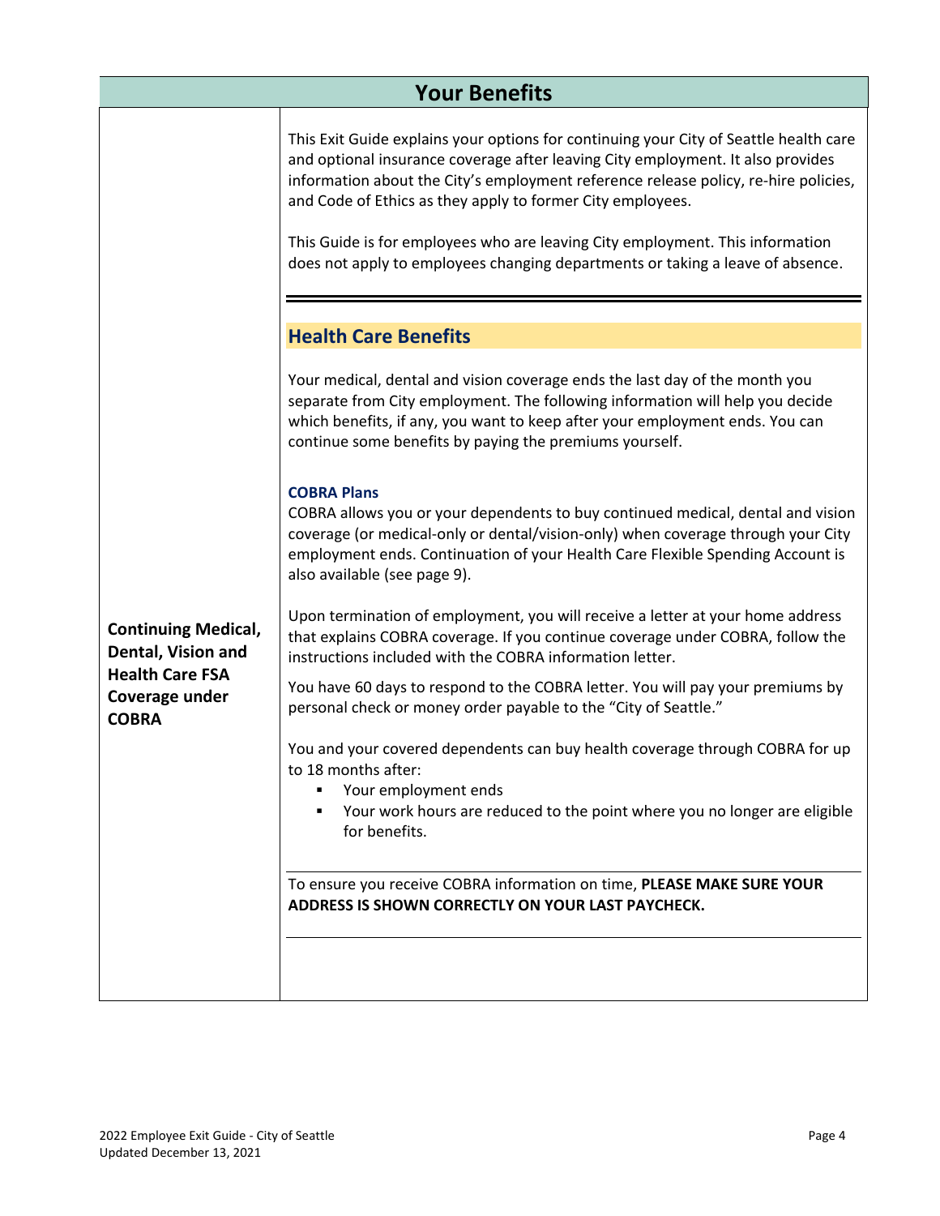# Your Benefits

This Exit Guide explains your options for continuing your City of Seattle health care and optional insurance coverage after leaving City employment. It also provides information about the City's employment reference release policy, re-hire policies, and Code of Ethics as they apply to former City employees.

This Guide is for employees who are leaving City employment. This information does not apply to employees changing departments or taking a leave of absence.

---

## Health Care Benefits

Your medical, dental and vision coverage ends the last day of the month you separate from City employment. The following information will help you decide which benefits, if any, you want to keep after your employment ends. You can continue some benefits by paying the premiums yourself.

### Continuing Medical, Dental, Vision and Health Care FSA Coverage under COBRA

**COBRA Plans**

COBRA allows you or your dependents to buy continued medical, dental and vision coverage (or medical-only or dental/vision-only) when coverage through your City employment ends. Continuation of your Health Care Flexible Spending Account is also available (see page 9).

Upon termination of employment, you will receive a letter at your home address that explains COBRA coverage. If you continue coverage under COBRA, follow the instructions included with the COBRA information letter.

You have 60 days to respond to the COBRA letter. You will pay your premiums by personal check or money order payable to the "City of Seattle."

You and your covered dependents can buy health coverage through COBRA for up to 18 months after:

- Your employment ends
- Your work hours are reduced to the point where you no longer are eligible for benefits.

---

To ensure you receive COBRA information on time, **PLEASE MAKE SURE YOUR ADDRESS IS SHOWN CORRECTLY ON YOUR LAST PAYCHECK.**

---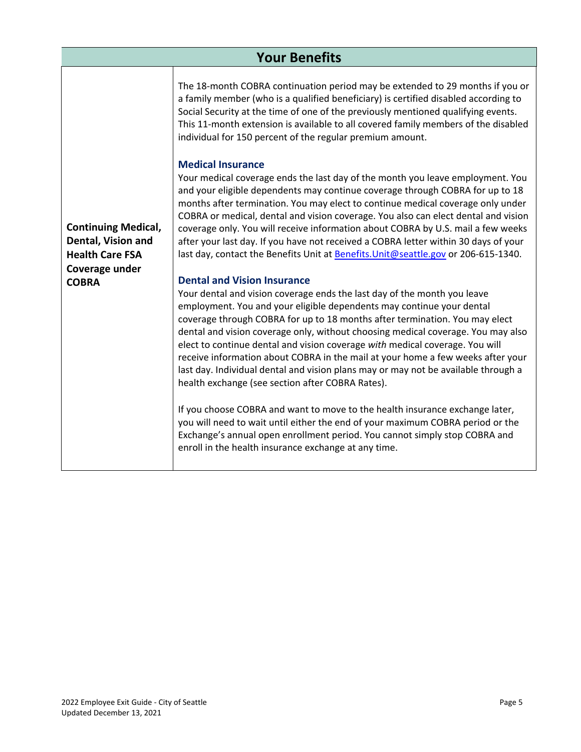## Your Benefits

| | |
|---|---|
| **Continuing Medical, Dental, Vision and Health Care FSA Coverage under COBRA** | The 18-month COBRA continuation period may be extended to 29 months if you or a family member (who is a qualified beneficiary) is certified disabled according to Social Security at the time of one of the previously mentioned qualifying events. This 11-month extension is available to all covered family members of the disabled individual for 150 percent of the regular premium amount.<br><br>**Medical Insurance**<br>Your medical coverage ends the last day of the month you leave employment. You and your eligible dependents may continue coverage through COBRA for up to 18 months after termination. You may elect to continue medical coverage only under COBRA or medical, dental and vision coverage. You also can elect dental and vision coverage only. You will receive information about COBRA by U.S. mail a few weeks after your last day. If you have not received a COBRA letter within 30 days of your last day, contact the Benefits Unit at [Benefits.Unit@seattle.gov](mailto:Benefits.Unit@seattle.gov) or 206-615-1340.<br><br>**Dental and Vision Insurance**<br>Your dental and vision coverage ends the last day of the month you leave employment. You and your eligible dependents may continue your dental coverage through COBRA for up to 18 months after termination. You may elect dental and vision coverage only, without choosing medical coverage. You may also elect to continue dental and vision coverage *with* medical coverage. You will receive information about COBRA in the mail at your home a few weeks after your last day. Individual dental and vision plans may or may not be available through a health exchange (see section after COBRA Rates).<br><br>If you choose COBRA and want to move to the health insurance exchange later, you will need to wait until either the end of your maximum COBRA period or the Exchange's annual open enrollment period. You cannot simply stop COBRA and enroll in the health insurance exchange at any time. |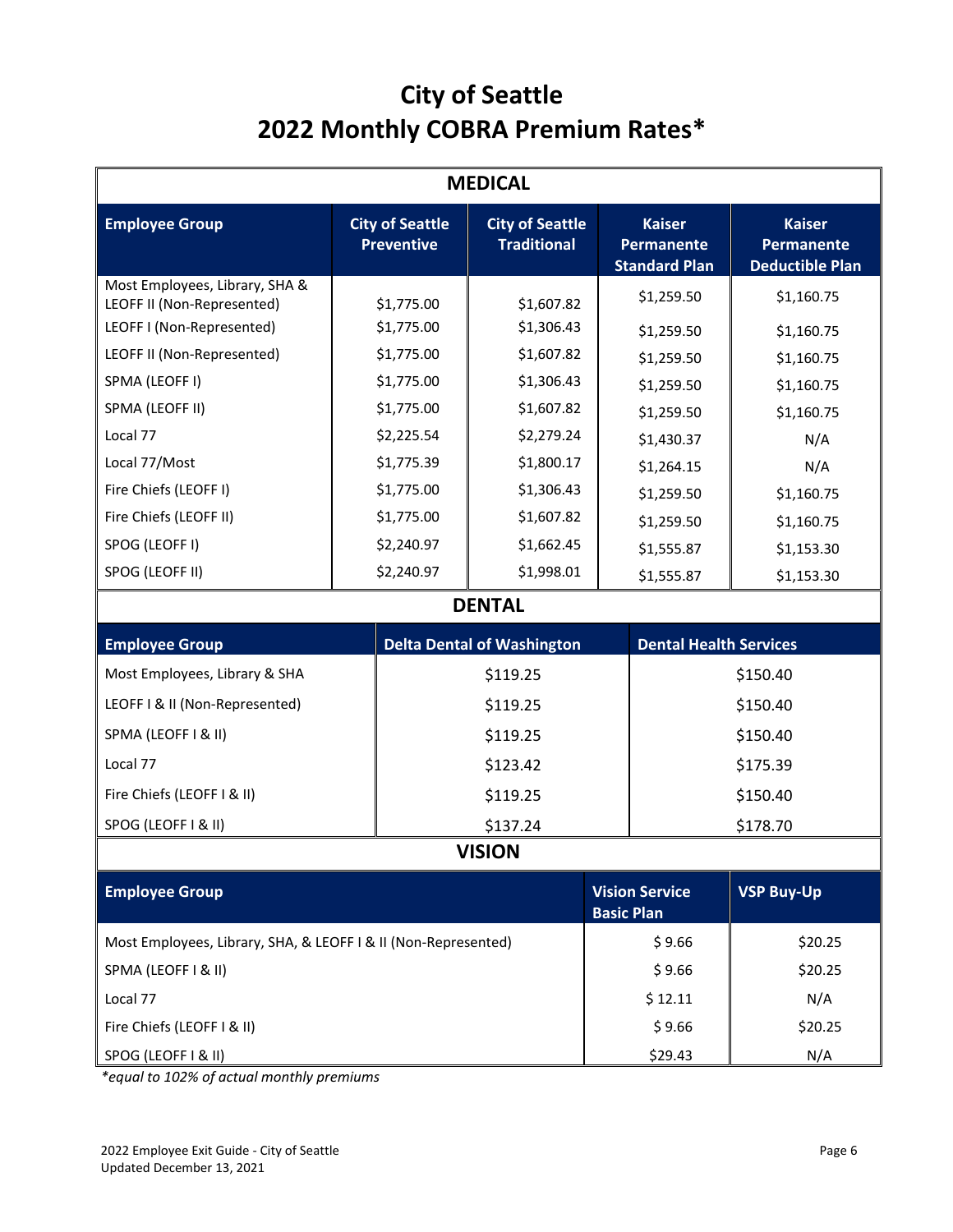# City of Seattle
# 2022 Monthly COBRA Premium Rates*

## MEDICAL

| Employee Group | City of Seattle Preventive | City of Seattle Traditional | Kaiser Permanente Standard Plan | Kaiser Permanente Deductible Plan |
|---|---|---|---|---|
| Most Employees, Library, SHA & LEOFF II (Non-Represented) | $1,775.00 | $1,607.82 | $1,259.50 | $1,160.75 |
| LEOFF I (Non-Represented) | $1,775.00 | $1,306.43 | $1,259.50 | $1,160.75 |
| LEOFF II (Non-Represented) | $1,775.00 | $1,607.82 | $1,259.50 | $1,160.75 |
| SPMA (LEOFF I) | $1,775.00 | $1,306.43 | $1,259.50 | $1,160.75 |
| SPMA (LEOFF II) | $1,775.00 | $1,607.82 | $1,259.50 | $1,160.75 |
| Local 77 | $2,225.54 | $2,279.24 | $1,430.37 | N/A |
| Local 77/Most | $1,775.39 | $1,800.17 | $1,264.15 | N/A |
| Fire Chiefs (LEOFF I) | $1,775.00 | $1,306.43 | $1,259.50 | $1,160.75 |
| Fire Chiefs (LEOFF II) | $1,775.00 | $1,607.82 | $1,259.50 | $1,160.75 |
| SPOG (LEOFF I) | $2,240.97 | $1,662.45 | $1,555.87 | $1,153.30 |
| SPOG (LEOFF II) | $2,240.97 | $1,998.01 | $1,555.87 | $1,153.30 |

## DENTAL

| Employee Group | Delta Dental of Washington | Dental Health Services |
|---|---|---|
| Most Employees, Library & SHA | $119.25 | $150.40 |
| LEOFF I & II (Non-Represented) | $119.25 | $150.40 |
| SPMA (LEOFF I & II) | $119.25 | $150.40 |
| Local 77 | $123.42 | $175.39 |
| Fire Chiefs (LEOFF I & II) | $119.25 | $150.40 |
| SPOG (LEOFF I & II) | $137.24 | $178.70 |

## VISION

| Employee Group | Vision Service Basic Plan | VSP Buy-Up |
|---|---|---|
| Most Employees, Library, SHA, & LEOFF I & II (Non-Represented) | $ 9.66 | $20.25 |
| SPMA (LEOFF I & II) | $ 9.66 | $20.25 |
| Local 77 | $ 12.11 | N/A |
| Fire Chiefs (LEOFF I & II) | $ 9.66 | $20.25 |
| SPOG (LEOFF I & II) | $29.43 | N/A |

*\*equal to 102% of actual monthly premiums*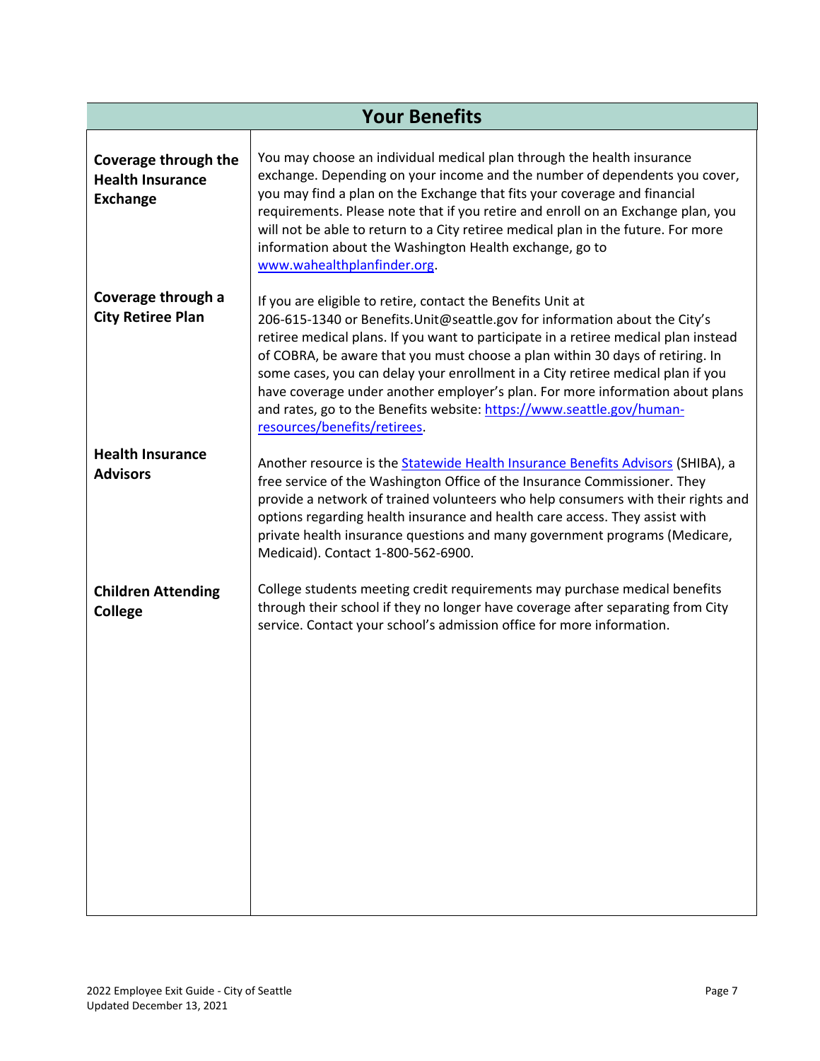| Your Benefits | |
|---|---|
| **Coverage through the Health Insurance Exchange** | You may choose an individual medical plan through the health insurance exchange. Depending on your income and the number of dependents you cover, you may find a plan on the Exchange that fits your coverage and financial requirements. Please note that if you retire and enroll on an Exchange plan, you will not be able to return to a City retiree medical plan in the future. For more information about the Washington Health exchange, go to www.wahealthplanfinder.org. |
| **Coverage through a City Retiree Plan** | If you are eligible to retire, contact the Benefits Unit at 206-615-1340 or Benefits.Unit@seattle.gov for information about the City's retiree medical plans. If you want to participate in a retiree medical plan instead of COBRA, be aware that you must choose a plan within 30 days of retiring. In some cases, you can delay your enrollment in a City retiree medical plan if you have coverage under another employer's plan. For more information about plans and rates, go to the Benefits website: https://www.seattle.gov/human-resources/benefits/retirees. |
| **Health Insurance Advisors** | Another resource is the Statewide Health Insurance Benefits Advisors (SHIBA), a free service of the Washington Office of the Insurance Commissioner. They provide a network of trained volunteers who help consumers with their rights and options regarding health insurance and health care access. They assist with private health insurance questions and many government programs (Medicare, Medicaid). Contact 1-800-562-6900. |
| **Children Attending College** | College students meeting credit requirements may purchase medical benefits through their school if they no longer have coverage after separating from City service. Contact your school's admission office for more information. |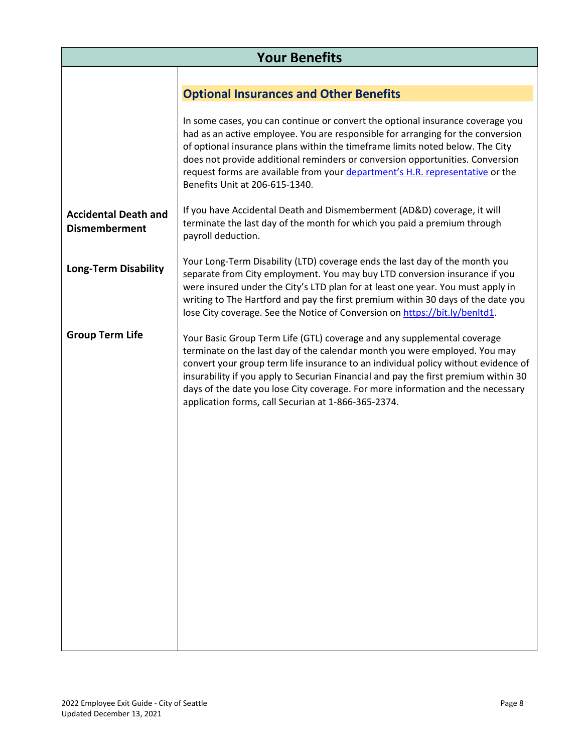# Your Benefits

## Optional Insurances and Other Benefits

In some cases, you can continue or convert the optional insurance coverage you had as an active employee. You are responsible for arranging for the conversion of optional insurance plans within the timeframe limits noted below. The City does not provide additional reminders or conversion opportunities. Conversion request forms are available from your department's H.R. representative or the Benefits Unit at 206-615-1340.

**Accidental Death and Dismemberment**

If you have Accidental Death and Dismemberment (AD&D) coverage, it will terminate the last day of the month for which you paid a premium through payroll deduction.

**Long-Term Disability**

Your Long-Term Disability (LTD) coverage ends the last day of the month you separate from City employment. You may buy LTD conversion insurance if you were insured under the City's LTD plan for at least one year. You must apply in writing to The Hartford and pay the first premium within 30 days of the date you lose City coverage. See the Notice of Conversion on https://bit.ly/benltd1.

**Group Term Life**

Your Basic Group Term Life (GTL) coverage and any supplemental coverage terminate on the last day of the calendar month you were employed. You may convert your group term life insurance to an individual policy without evidence of insurability if you apply to Securian Financial and pay the first premium within 30 days of the date you lose City coverage. For more information and the necessary application forms, call Securian at 1-866-365-2374.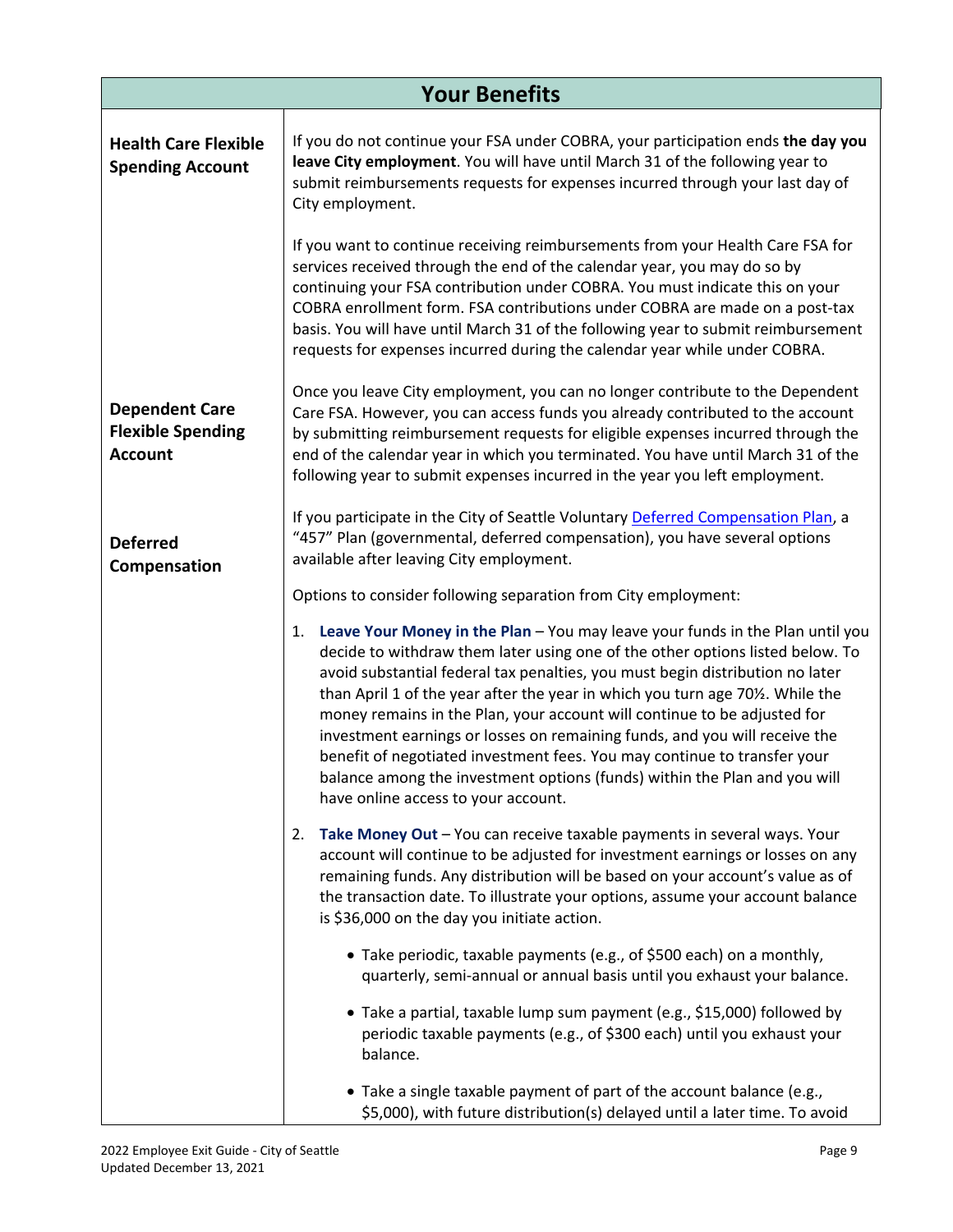## Your Benefits

**Health Care Flexible Spending Account**

If you do not continue your FSA under COBRA, your participation ends **the day you leave City employment**. You will have until March 31 of the following year to submit reimbursements requests for expenses incurred through your last day of City employment.

If you want to continue receiving reimbursements from your Health Care FSA for services received through the end of the calendar year, you may do so by continuing your FSA contribution under COBRA. You must indicate this on your COBRA enrollment form. FSA contributions under COBRA are made on a post-tax basis. You will have until March 31 of the following year to submit reimbursement requests for expenses incurred during the calendar year while under COBRA.

**Dependent Care Flexible Spending Account**

Once you leave City employment, you can no longer contribute to the Dependent Care FSA. However, you can access funds you already contributed to the account by submitting reimbursement requests for eligible expenses incurred through the end of the calendar year in which you terminated. You have until March 31 of the following year to submit expenses incurred in the year you left employment.

**Deferred Compensation**

If you participate in the City of Seattle Voluntary Deferred Compensation Plan, a "457" Plan (governmental, deferred compensation), you have several options available after leaving City employment.

Options to consider following separation from City employment:

1. **Leave Your Money in the Plan** – You may leave your funds in the Plan until you decide to withdraw them later using one of the other options listed below. To avoid substantial federal tax penalties, you must begin distribution no later than April 1 of the year after the year in which you turn age 70½. While the money remains in the Plan, your account will continue to be adjusted for investment earnings or losses on remaining funds, and you will receive the benefit of negotiated investment fees. You may continue to transfer your balance among the investment options (funds) within the Plan and you will have online access to your account.

2. **Take Money Out** – You can receive taxable payments in several ways. Your account will continue to be adjusted for investment earnings or losses on any remaining funds. Any distribution will be based on your account's value as of the transaction date. To illustrate your options, assume your account balance is $36,000 on the day you initiate action.

   - Take periodic, taxable payments (e.g., of $500 each) on a monthly, quarterly, semi-annual or annual basis until you exhaust your balance.
   - Take a partial, taxable lump sum payment (e.g., $15,000) followed by periodic taxable payments (e.g., of $300 each) until you exhaust your balance.
   - Take a single taxable payment of part of the account balance (e.g., $5,000), with future distribution(s) delayed until a later time. To avoid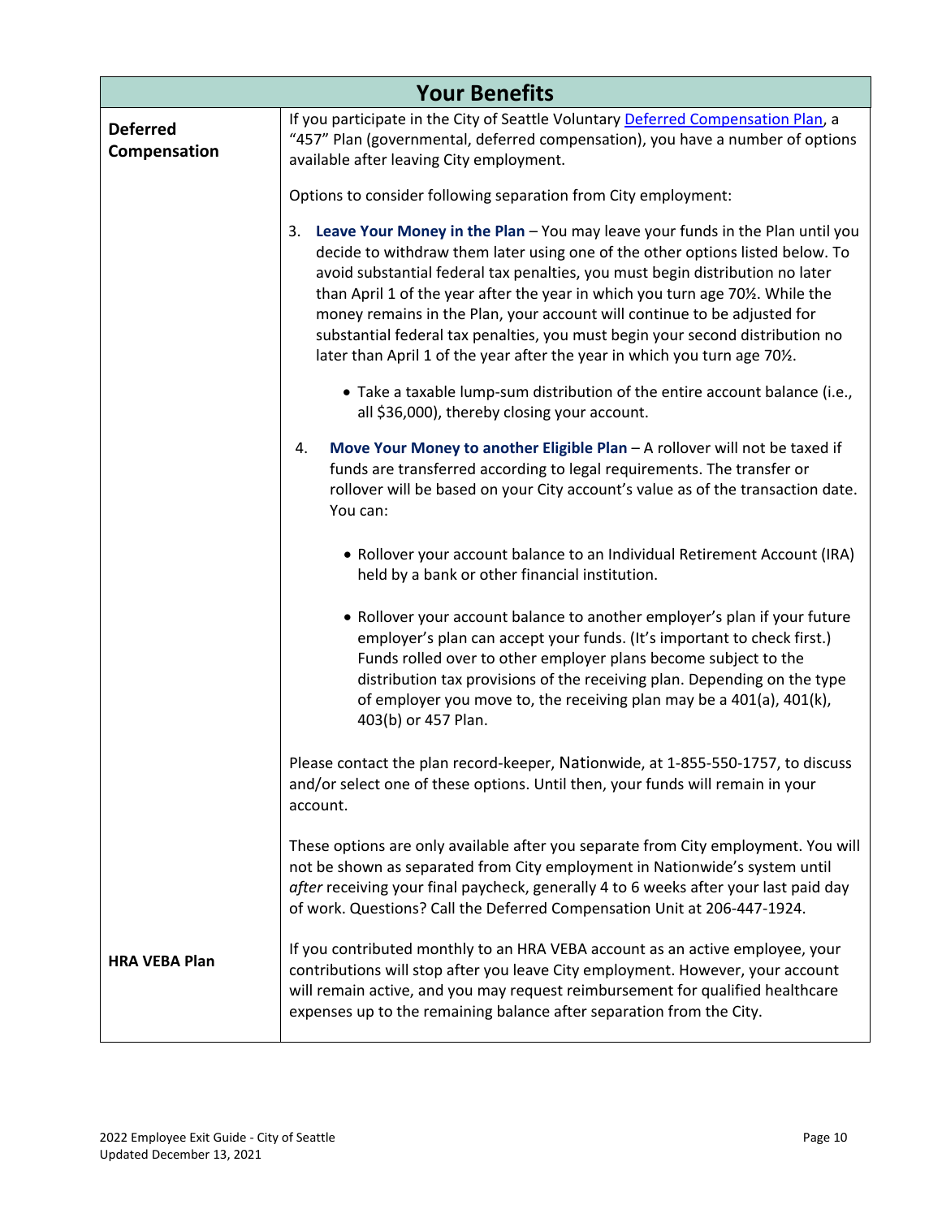| Your Benefits | |
|---|---|
| **Deferred Compensation** | If you participate in the City of Seattle Voluntary Deferred Compensation Plan, a "457" Plan (governmental, deferred compensation), you have a number of options available after leaving City employment.<br><br>Options to consider following separation from City employment:<br><br>3. **Leave Your Money in the Plan** – You may leave your funds in the Plan until you decide to withdraw them later using one of the other options listed below. To avoid substantial federal tax penalties, you must begin distribution no later than April 1 of the year after the year in which you turn age 70½. While the money remains in the Plan, your account will continue to be adjusted for substantial federal tax penalties, you must begin your second distribution no later than April 1 of the year after the year in which you turn age 70½.<br><br>• Take a taxable lump-sum distribution of the entire account balance (i.e., all $36,000), thereby closing your account.<br><br>4. **Move Your Money to another Eligible Plan** – A rollover will not be taxed if funds are transferred according to legal requirements. The transfer or rollover will be based on your City account's value as of the transaction date. You can:<br><br>• Rollover your account balance to an Individual Retirement Account (IRA) held by a bank or other financial institution.<br><br>• Rollover your account balance to another employer's plan if your future employer's plan can accept your funds. (It's important to check first.) Funds rolled over to other employer plans become subject to the distribution tax provisions of the receiving plan. Depending on the type of employer you move to, the receiving plan may be a 401(a), 401(k), 403(b) or 457 Plan.<br><br>Please contact the plan record-keeper, Nationwide, at 1-855-550-1757, to discuss and/or select one of these options. Until then, your funds will remain in your account.<br><br>These options are only available after you separate from City employment. You will not be shown as separated from City employment in Nationwide's system until *after* receiving your final paycheck, generally 4 to 6 weeks after your last paid day of work. Questions? Call the Deferred Compensation Unit at 206-447-1924. |
| **HRA VEBA Plan** | If you contributed monthly to an HRA VEBA account as an active employee, your contributions will stop after you leave City employment. However, your account will remain active, and you may request reimbursement for qualified healthcare expenses up to the remaining balance after separation from the City. |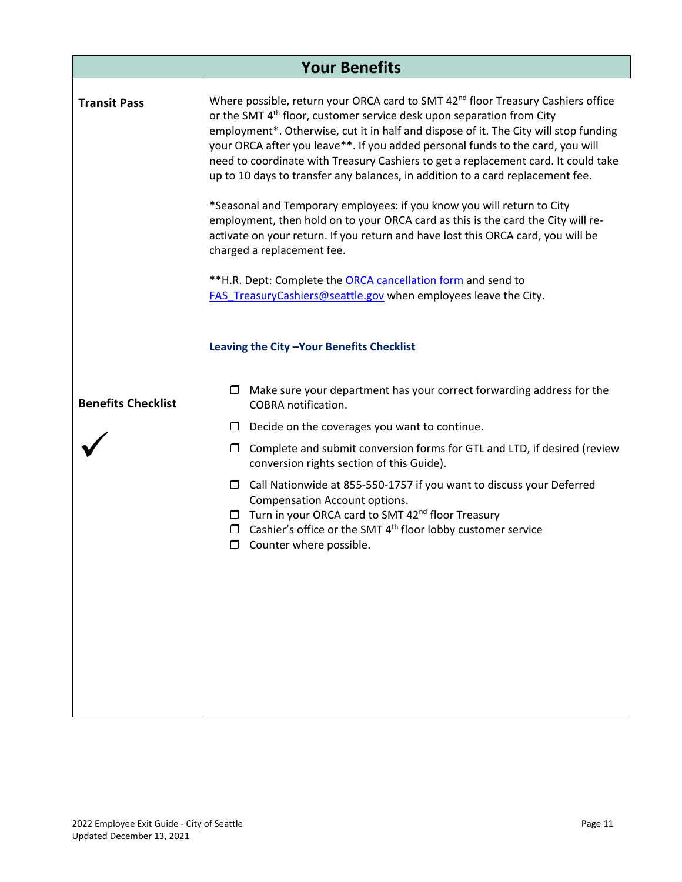## Your Benefits

| | |
|---|---|
| **Transit Pass** | Where possible, return your ORCA card to SMT 42nd floor Treasury Cashiers office or the SMT 4th floor, customer service desk upon separation from City employment*. Otherwise, cut it in half and dispose of it. The City will stop funding your ORCA after you leave**. If you added personal funds to the card, you will need to coordinate with Treasury Cashiers to get a replacement card. It could take up to 10 days to transfer any balances, in addition to a card replacement fee.<br><br>*Seasonal and Temporary employees: if you know you will return to City employment, then hold on to your ORCA card as this is the card the City will re-activate on your return. If you return and have lost this ORCA card, you will be charged a replacement fee.<br><br>**H.R. Dept: Complete the [ORCA cancellation form]() and send to [FAS_TreasuryCashiers@seattle.gov](mailto:FAS_TreasuryCashiers@seattle.gov) when employees leave the City. |
| **Benefits Checklist** ✓ | **Leaving the City –Your Benefits Checklist**<br><br>❒ Make sure your department has your correct forwarding address for the COBRA notification.<br>❒ Decide on the coverages you want to continue.<br>❒ Complete and submit conversion forms for GTL and LTD, if desired (review conversion rights section of this Guide).<br>❒ Call Nationwide at 855-550-1757 if you want to discuss your Deferred Compensation Account options.<br>❒ Turn in your ORCA card to SMT 42nd floor Treasury<br>❒ Cashier's office or the SMT 4th floor lobby customer service<br>❒ Counter where possible. |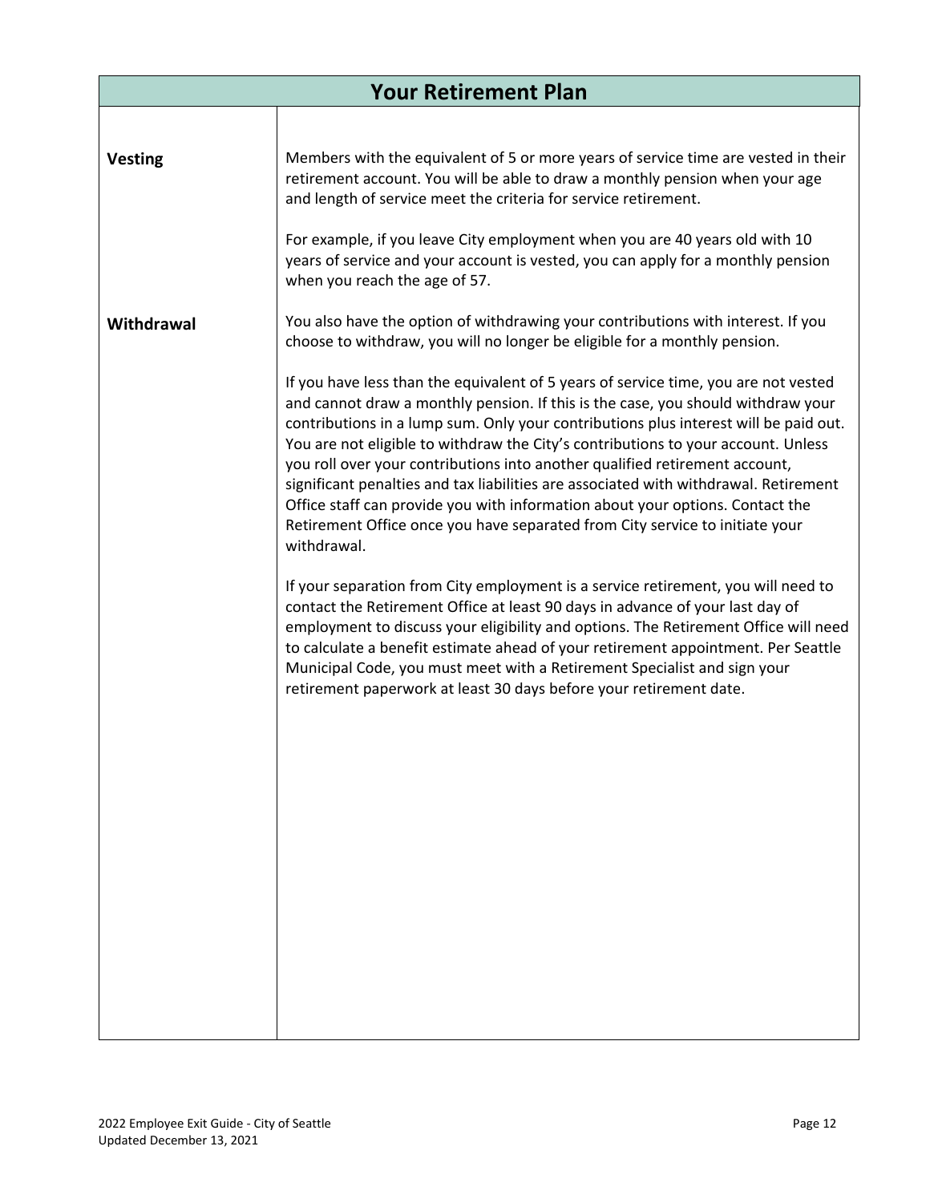## Your Retirement Plan

| | |
|---|---|
| **Vesting** | Members with the equivalent of 5 or more years of service time are vested in their retirement account. You will be able to draw a monthly pension when your age and length of service meet the criteria for service retirement.<br><br>For example, if you leave City employment when you are 40 years old with 10 years of service and your account is vested, you can apply for a monthly pension when you reach the age of 57. |
| **Withdrawal** | You also have the option of withdrawing your contributions with interest. If you choose to withdraw, you will no longer be eligible for a monthly pension.<br><br>If you have less than the equivalent of 5 years of service time, you are not vested and cannot draw a monthly pension. If this is the case, you should withdraw your contributions in a lump sum. Only your contributions plus interest will be paid out. You are not eligible to withdraw the City's contributions to your account. Unless you roll over your contributions into another qualified retirement account, significant penalties and tax liabilities are associated with withdrawal. Retirement Office staff can provide you with information about your options. Contact the Retirement Office once you have separated from City service to initiate your withdrawal.<br><br>If your separation from City employment is a service retirement, you will need to contact the Retirement Office at least 90 days in advance of your last day of employment to discuss your eligibility and options. The Retirement Office will need to calculate a benefit estimate ahead of your retirement appointment. Per Seattle Municipal Code, you must meet with a Retirement Specialist and sign your retirement paperwork at least 30 days before your retirement date. |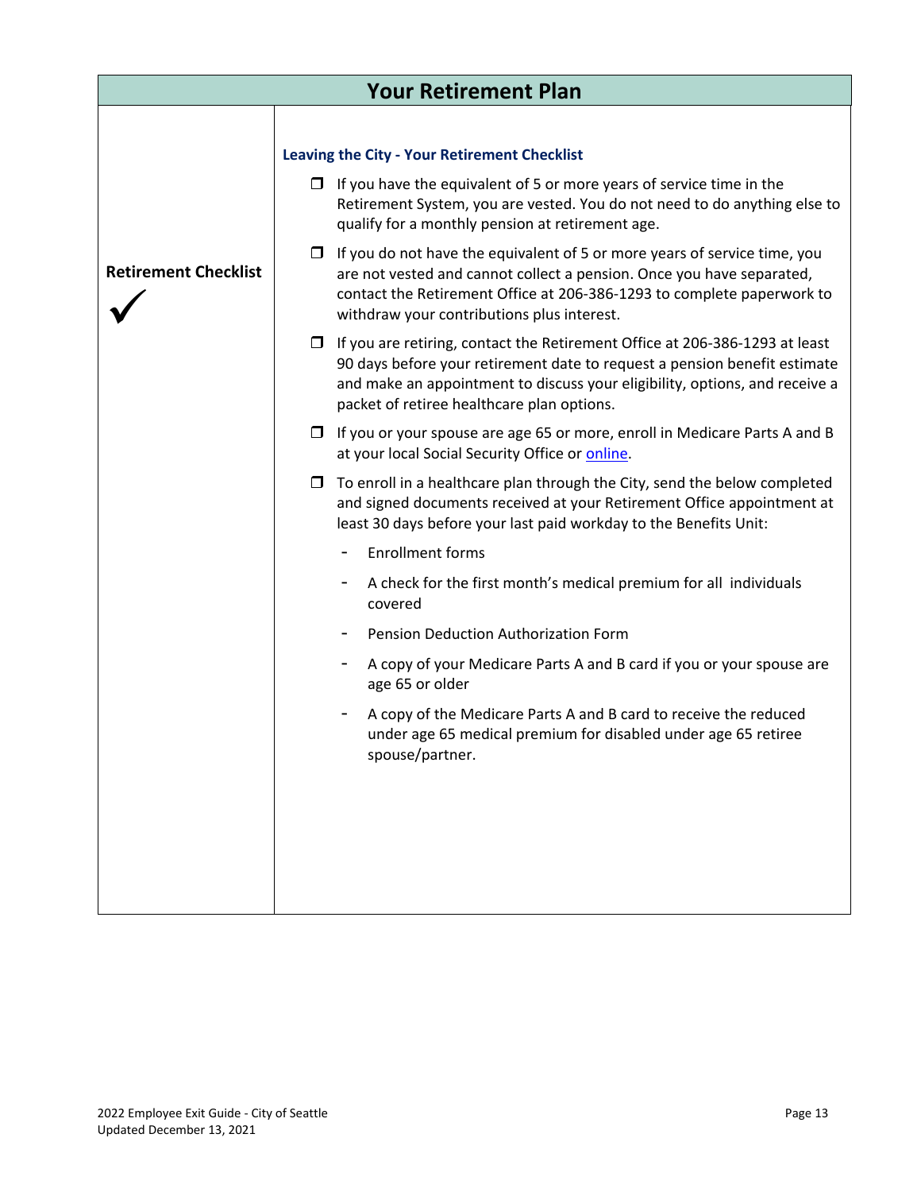# Your Retirement Plan

**Retirement Checklist** ✓

### Leaving the City - Your Retirement Checklist

- ❒ If you have the equivalent of 5 or more years of service time in the Retirement System, you are vested. You do not need to do anything else to qualify for a monthly pension at retirement age.
- ❒ If you do not have the equivalent of 5 or more years of service time, you are not vested and cannot collect a pension. Once you have separated, contact the Retirement Office at 206-386-1293 to complete paperwork to withdraw your contributions plus interest.
- ❒ If you are retiring, contact the Retirement Office at 206-386-1293 at least 90 days before your retirement date to request a pension benefit estimate and make an appointment to discuss your eligibility, options, and receive a packet of retiree healthcare plan options.
- ❒ If you or your spouse are age 65 or more, enroll in Medicare Parts A and B at your local Social Security Office or online.
- ❒ To enroll in a healthcare plan through the City, send the below completed and signed documents received at your Retirement Office appointment at least 30 days before your last paid workday to the Benefits Unit:
    - Enrollment forms
    - A check for the first month's medical premium for all individuals covered
    - Pension Deduction Authorization Form
    - A copy of your Medicare Parts A and B card if you or your spouse are age 65 or older
    - A copy of the Medicare Parts A and B card to receive the reduced under age 65 medical premium for disabled under age 65 retiree spouse/partner.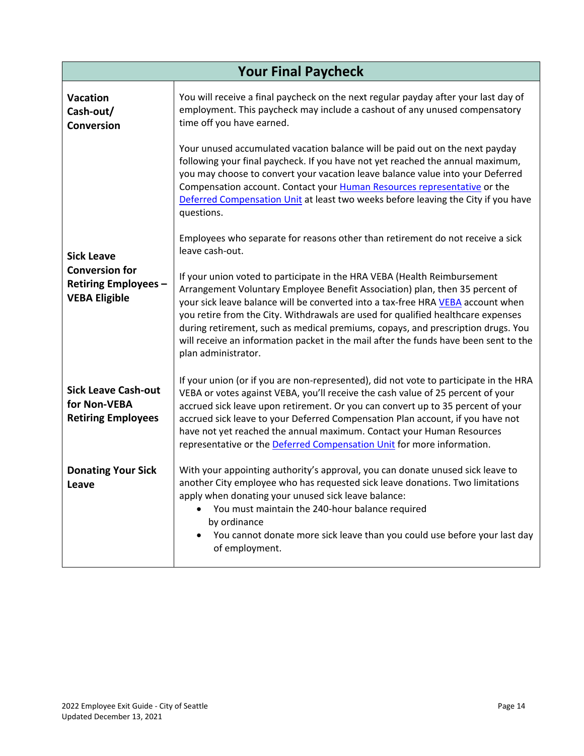| Your Final Paycheck | |
|---|---|
| **Vacation Cash-out/ Conversion** | You will receive a final paycheck on the next regular payday after your last day of employment. This paycheck may include a cashout of any unused compensatory time off you have earned.<br><br>Your unused accumulated vacation balance will be paid out on the next payday following your final paycheck. If you have not yet reached the annual maximum, you may choose to convert your vacation leave balance value into your Deferred Compensation account. Contact your [Human Resources representative]() or the [Deferred Compensation Unit]() at least two weeks before leaving the City if you have questions. |
| **Sick Leave Conversion for Retiring Employees – VEBA Eligible** | Employees who separate for reasons other than retirement do not receive a sick leave cash-out.<br><br>If your union voted to participate in the HRA VEBA (Health Reimbursement Arrangement Voluntary Employee Benefit Association) plan, then 35 percent of your sick leave balance will be converted into a tax-free HRA [VEBA]() account when you retire from the City. Withdrawals are used for qualified healthcare expenses during retirement, such as medical premiums, copays, and prescription drugs. You will receive an information packet in the mail after the funds have been sent to the plan administrator. |
| **Sick Leave Cash-out for Non-VEBA Retiring Employees** | If your union (or if you are non-represented), did not vote to participate in the HRA VEBA or votes against VEBA, you'll receive the cash value of 25 percent of your accrued sick leave upon retirement. Or you can convert up to 35 percent of your accrued sick leave to your Deferred Compensation Plan account, if you have not have not yet reached the annual maximum. Contact your Human Resources representative or the [Deferred Compensation Unit]() for more information. |
| **Donating Your Sick Leave** | With your appointing authority's approval, you can donate unused sick leave to another City employee who has requested sick leave donations. Two limitations apply when donating your unused sick leave balance:<br>• You must maintain the 240-hour balance required by ordinance<br>• You cannot donate more sick leave than you could use before your last day of employment. |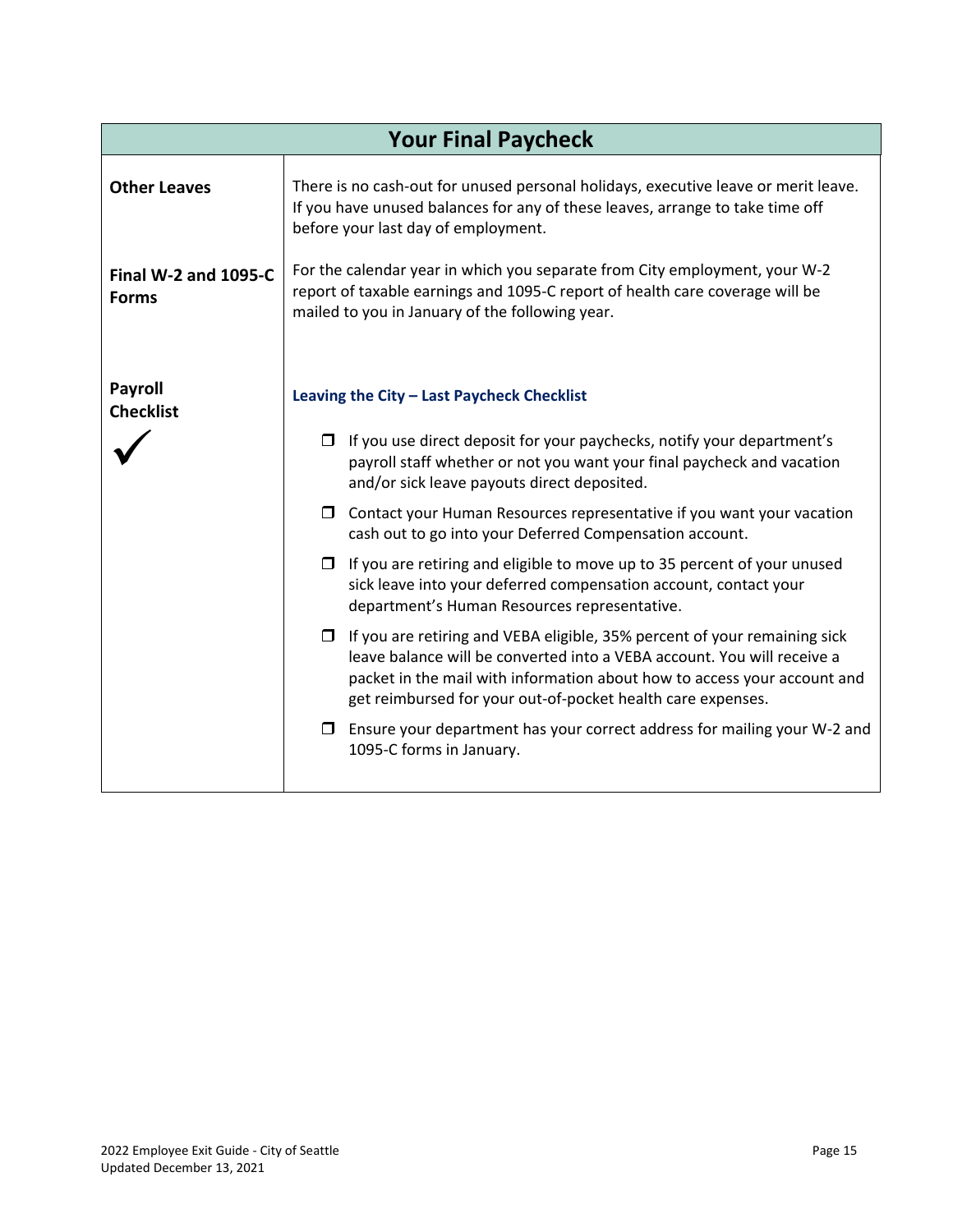## Your Final Paycheck

| | |
|---|---|
| **Other Leaves** | There is no cash-out for unused personal holidays, executive leave or merit leave. If you have unused balances for any of these leaves, arrange to take time off before your last day of employment. |
| **Final W-2 and 1095-C Forms** | For the calendar year in which you separate from City employment, your W-2 report of taxable earnings and 1095-C report of health care coverage will be mailed to you in January of the following year. |
| **Payroll Checklist** ✓ | **Leaving the City – Last Paycheck Checklist**<br><br>❐ If you use direct deposit for your paychecks, notify your department's payroll staff whether or not you want your final paycheck and vacation and/or sick leave payouts direct deposited.<br><br>❐ Contact your Human Resources representative if you want your vacation cash out to go into your Deferred Compensation account.<br><br>❐ If you are retiring and eligible to move up to 35 percent of your unused sick leave into your deferred compensation account, contact your department's Human Resources representative.<br><br>❐ If you are retiring and VEBA eligible, 35% percent of your remaining sick leave balance will be converted into a VEBA account. You will receive a packet in the mail with information about how to access your account and get reimbursed for your out-of-pocket health care expenses.<br><br>❐ Ensure your department has your correct address for mailing your W-2 and 1095-C forms in January. |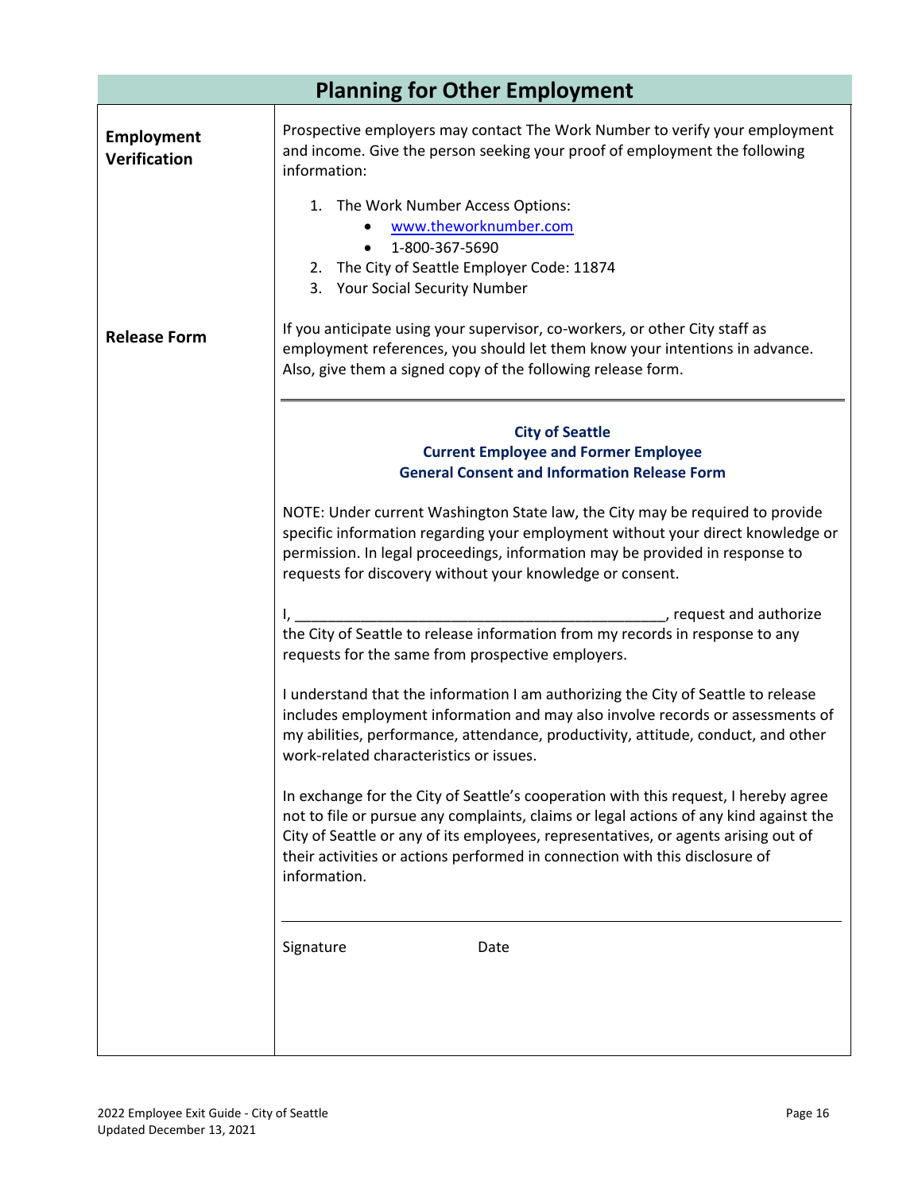## Planning for Other Employment

**Employment Verification**

Prospective employers may contact The Work Number to verify your employment and income. Give the person seeking your proof of employment the following information:

1. The Work Number Access Options:
   - www.theworknumber.com
   - 1-800-367-5690
2. The City of Seattle Employer Code: 11874
3. Your Social Security Number

**Release Form**

If you anticipate using your supervisor, co-workers, or other City staff as employment references, you should let them know your intentions in advance. Also, give them a signed copy of the following release form.

---

**City of Seattle**
**Current Employee and Former Employee**
**General Consent and Information Release Form**

NOTE: Under current Washington State law, the City may be required to provide specific information regarding your employment without your direct knowledge or permission. In legal proceedings, information may be provided in response to requests for discovery without your knowledge or consent.

I, ______________________________________________, request and authorize the City of Seattle to release information from my records in response to any requests for the same from prospective employers.

I understand that the information I am authorizing the City of Seattle to release includes employment information and may also involve records or assessments of my abilities, performance, attendance, productivity, attitude, conduct, and other work-related characteristics or issues.

In exchange for the City of Seattle's cooperation with this request, I hereby agree not to file or pursue any complaints, claims or legal actions of any kind against the City of Seattle or any of its employees, representatives, or agents arising out of their activities or actions performed in connection with this disclosure of information.

_______________________________________________

Signature                    Date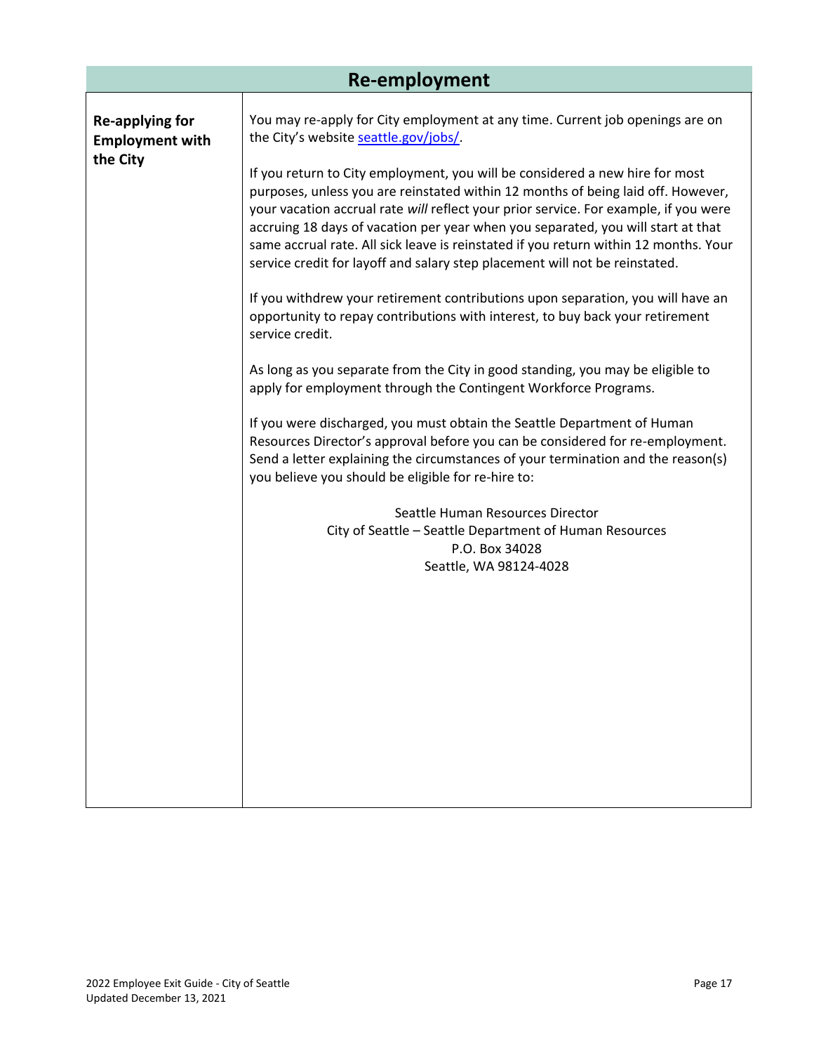## Re-employment

| | |
|---|---|
| **Re-applying for Employment with the City** | You may re-apply for City employment at any time. Current job openings are on the City's website [seattle.gov/jobs/](seattle.gov/jobs/).<br><br>If you return to City employment, you will be considered a new hire for most purposes, unless you are reinstated within 12 months of being laid off. However, your vacation accrual rate *will* reflect your prior service. For example, if you were accruing 18 days of vacation per year when you separated, you will start at that same accrual rate. All sick leave is reinstated if you return within 12 months. Your service credit for layoff and salary step placement will not be reinstated.<br><br>If you withdrew your retirement contributions upon separation, you will have an opportunity to repay contributions with interest, to buy back your retirement service credit.<br><br>As long as you separate from the City in good standing, you may be eligible to apply for employment through the Contingent Workforce Programs.<br><br>If you were discharged, you must obtain the Seattle Department of Human Resources Director's approval before you can be considered for re-employment. Send a letter explaining the circumstances of your termination and the reason(s) you believe you should be eligible for re-hire to:<br><br>Seattle Human Resources Director<br>City of Seattle – Seattle Department of Human Resources<br>P.O. Box 34028<br>Seattle, WA 98124-4028 |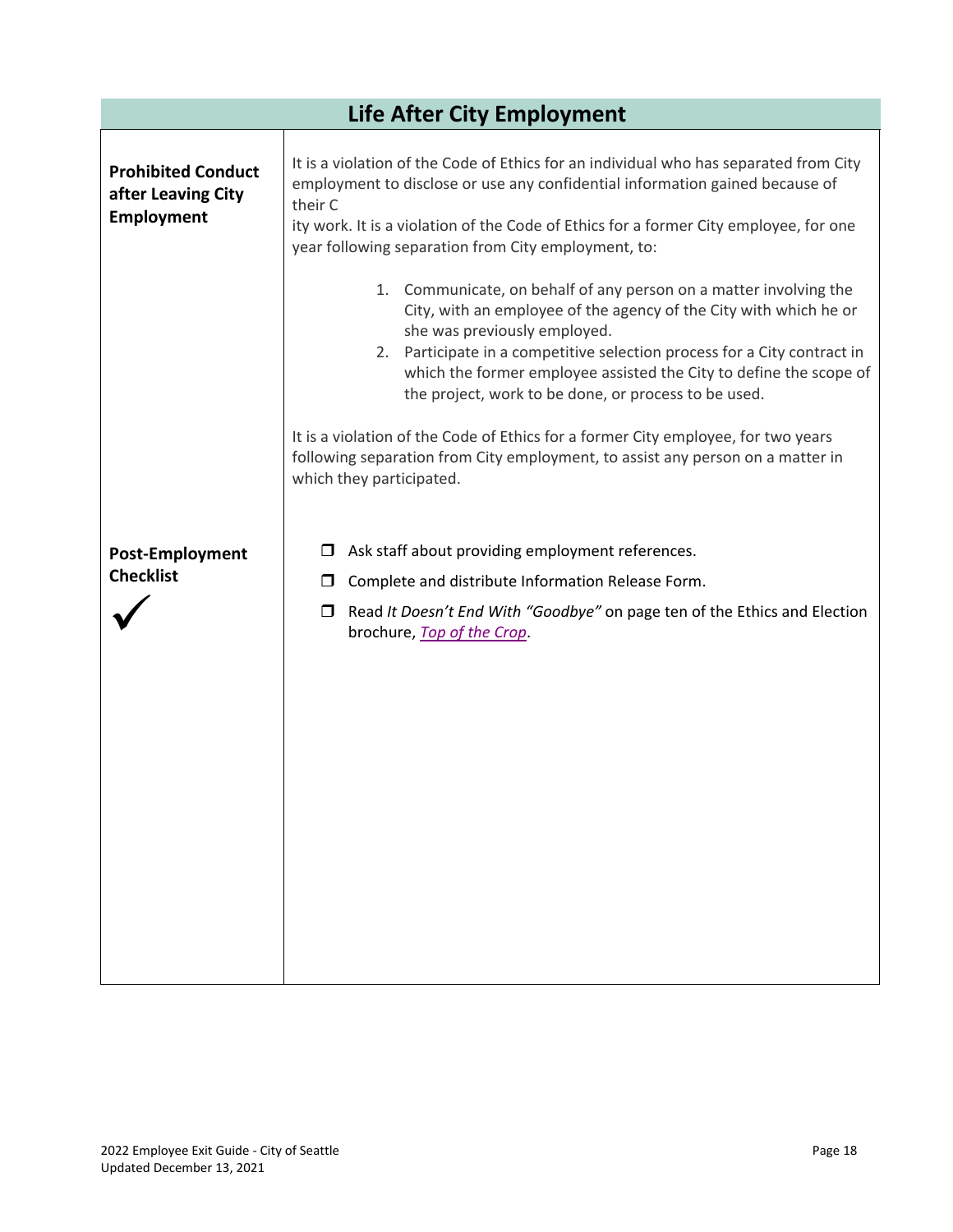## Life After City Employment

### Prohibited Conduct after Leaving City Employment

It is a violation of the Code of Ethics for an individual who has separated from City employment to disclose or use any confidential information gained because of their City work. It is a violation of the Code of Ethics for a former City employee, for one year following separation from City employment, to:

1. Communicate, on behalf of any person on a matter involving the City, with an employee of the agency of the City with which he or she was previously employed.
2. Participate in a competitive selection process for a City contract in which the former employee assisted the City to define the scope of the project, work to be done, or process to be used.

It is a violation of the Code of Ethics for a former City employee, for two years following separation from City employment, to assist any person on a matter in which they participated.

### Post-Employment Checklist ✓

- ☐ Ask staff about providing employment references.
- ☐ Complete and distribute Information Release Form.
- ☐ Read *It Doesn't End With "Goodbye"* on page ten of the Ethics and Election brochure, *Top of the Crop*.